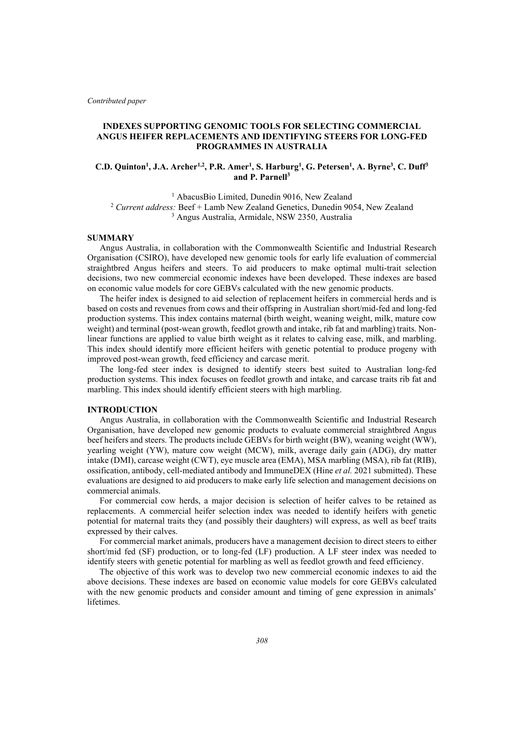*Contributed paper*

# INDEXES SUPPORTING GENOMIC TOOLS FOR SELECTING COMMERCIAL ANGUS HEIFER REPLACEMENTS AND IDENTIFYING STEERS FOR LONG-FED PROGRAMMES IN AUSTRALIA

**C.D. Quinton[1], J.A. Archer[1,2], P.R. Amer[1], S. Harburg[1], G. Petersen[1], A. Byrne[3], C. Duff[3] and P. Parnell[3]**

[1] AbacusBio Limited, Dunedin 9016, New Zealand
[2] *Current address:* Beef + Lamb New Zealand Genetics, Dunedin 9054, New Zealand
[3] Angus Australia, Armidale, NSW 2350, Australia

## SUMMARY

Angus Australia, in collaboration with the Commonwealth Scientific and Industrial Research Organisation (CSIRO), have developed new genomic tools for early life evaluation of commercial straightbred Angus heifers and steers. To aid producers to make optimal multi-trait selection decisions, two new commercial economic indexes have been developed. These indexes are based on economic value models for core GEBVs calculated with the new genomic products.

The heifer index is designed to aid selection of replacement heifers in commercial herds and is based on costs and revenues from cows and their offspring in Australian short/mid-fed and long-fed production systems. This index contains maternal (birth weight, weaning weight, milk, mature cow weight) and terminal (post-wean growth, feedlot growth and intake, rib fat and marbling) traits. Non-linear functions are applied to value birth weight as it relates to calving ease, milk, and marbling. This index should identify more efficient heifers with genetic potential to produce progeny with improved post-wean growth, feed efficiency and carcase merit.

The long-fed steer index is designed to identify steers best suited to Australian long-fed production systems. This index focuses on feedlot growth and intake, and carcase traits rib fat and marbling. This index should identify efficient steers with high marbling.

## INTRODUCTION

Angus Australia, in collaboration with the Commonwealth Scientific and Industrial Research Organisation, have developed new genomic products to evaluate commercial straightbred Angus beef heifers and steers. The products include GEBVs for birth weight (BW), weaning weight (WW), yearling weight (YW), mature cow weight (MCW), milk, average daily gain (ADG), dry matter intake (DMI), carcase weight (CWT), eye muscle area (EMA), MSA marbling (MSA), rib fat (RIB), ossification, antibody, cell-mediated antibody and ImmuneDEX (Hine *et al.* 2021 submitted). These evaluations are designed to aid producers to make early life selection and management decisions on commercial animals.

For commercial cow herds, a major decision is selection of heifer calves to be retained as replacements. A commercial heifer selection index was needed to identify heifers with genetic potential for maternal traits they (and possibly their daughters) will express, as well as beef traits expressed by their calves.

For commercial market animals, producers have a management decision to direct steers to either short/mid fed (SF) production, or to long-fed (LF) production. A LF steer index was needed to identify steers with genetic potential for marbling as well as feedlot growth and feed efficiency.

The objective of this work was to develop two new commercial economic indexes to aid the above decisions. These indexes are based on economic value models for core GEBVs calculated with the new genomic products and consider amount and timing of gene expression in animals' lifetimes.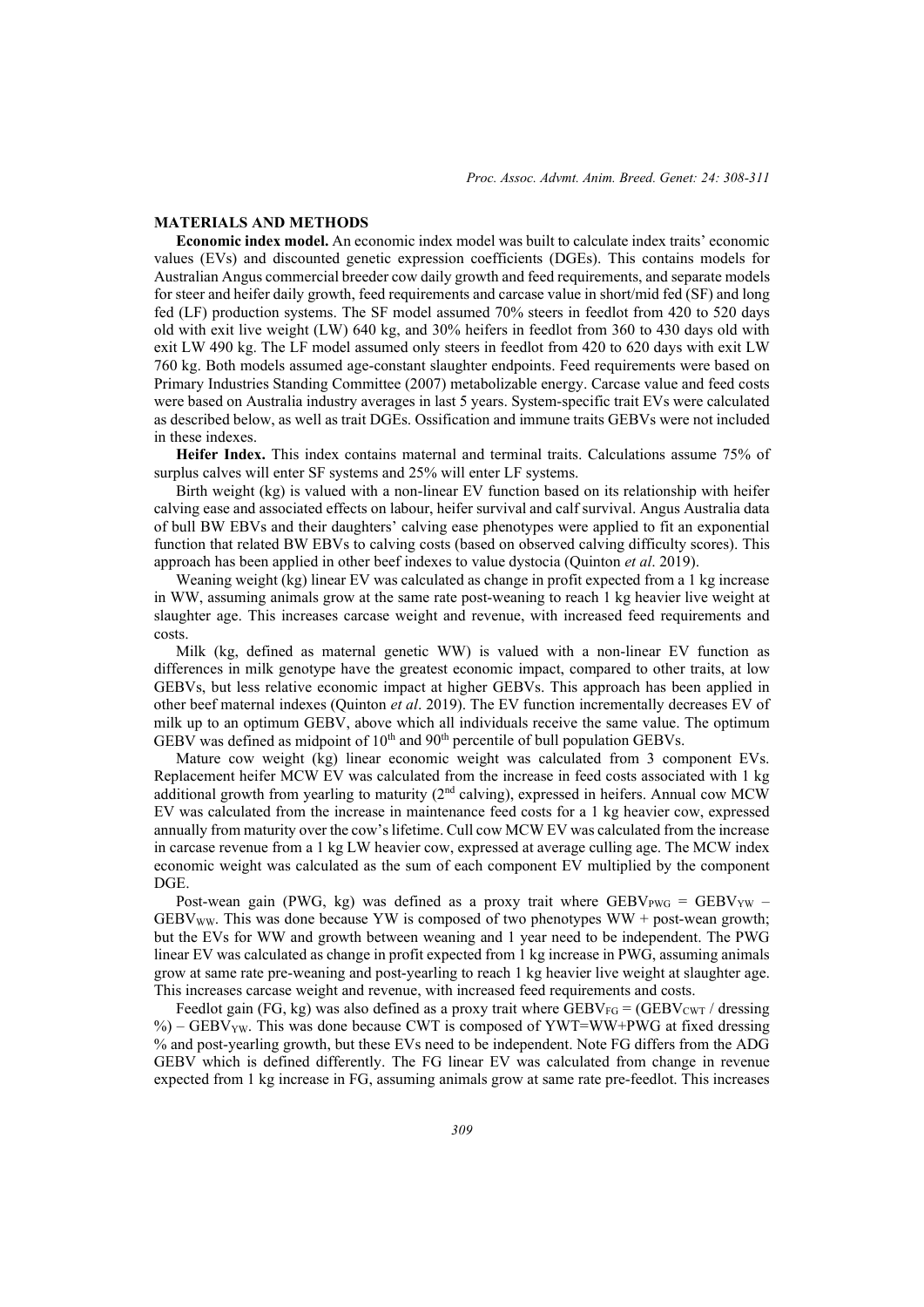## MATERIALS AND METHODS

**Economic index model.** An economic index model was built to calculate index traits' economic values (EVs) and discounted genetic expression coefficients (DGEs). This contains models for Australian Angus commercial breeder cow daily growth and feed requirements, and separate models for steer and heifer daily growth, feed requirements and carcase value in short/mid fed (SF) and long fed (LF) production systems. The SF model assumed 70% steers in feedlot from 420 to 520 days old with exit live weight (LW) 640 kg, and 30% heifers in feedlot from 360 to 430 days old with exit LW 490 kg. The LF model assumed only steers in feedlot from 420 to 620 days with exit LW 760 kg. Both models assumed age-constant slaughter endpoints. Feed requirements were based on Primary Industries Standing Committee (2007) metabolizable energy. Carcase value and feed costs were based on Australia industry averages in last 5 years. System-specific trait EVs were calculated as described below, as well as trait DGEs. Ossification and immune traits GEBVs were not included in these indexes.

**Heifer Index.** This index contains maternal and terminal traits. Calculations assume 75% of surplus calves will enter SF systems and 25% will enter LF systems.

Birth weight (kg) is valued with a non-linear EV function based on its relationship with heifer calving ease and associated effects on labour, heifer survival and calf survival. Angus Australia data of bull BW EBVs and their daughters' calving ease phenotypes were applied to fit an exponential function that related BW EBVs to calving costs (based on observed calving difficulty scores). This approach has been applied in other beef indexes to value dystocia (Quinton *et al*. 2019).

Weaning weight (kg) linear EV was calculated as change in profit expected from a 1 kg increase in WW, assuming animals grow at the same rate post-weaning to reach 1 kg heavier live weight at slaughter age. This increases carcase weight and revenue, with increased feed requirements and costs.

Milk (kg, defined as maternal genetic WW) is valued with a non-linear EV function as differences in milk genotype have the greatest economic impact, compared to other traits, at low GEBVs, but less relative economic impact at higher GEBVs. This approach has been applied in other beef maternal indexes (Quinton *et al*. 2019). The EV function incrementally decreases EV of milk up to an optimum GEBV, above which all individuals receive the same value. The optimum GEBV was defined as midpoint of 10th and 90th percentile of bull population GEBVs.

Mature cow weight (kg) linear economic weight was calculated from 3 component EVs. Replacement heifer MCW EV was calculated from the increase in feed costs associated with 1 kg additional growth from yearling to maturity (2nd calving), expressed in heifers. Annual cow MCW EV was calculated from the increase in maintenance feed costs for a 1 kg heavier cow, expressed annually from maturity over the cow's lifetime. Cull cow MCW EV was calculated from the increase in carcase revenue from a 1 kg LW heavier cow, expressed at average culling age. The MCW index economic weight was calculated as the sum of each component EV multiplied by the component DGE.

Post-wean gain (PWG, kg) was defined as a proxy trait where $GEBV_{PWG} = GEBV_{YW} - GEBV_{WW}$. This was done because YW is composed of two phenotypes WW + post-wean growth; but the EVs for WW and growth between weaning and 1 year need to be independent. The PWG linear EV was calculated as change in profit expected from 1 kg increase in PWG, assuming animals grow at same rate pre-weaning and post-yearling to reach 1 kg heavier live weight at slaughter age. This increases carcase weight and revenue, with increased feed requirements and costs.

Feedlot gain (FG, kg) was also defined as a proxy trait where $GEBV_{FG} = (GEBV_{CWT} / \text{dressing } \%) - GEBV_{YW}$. This was done because CWT is composed of YWT=WW+PWG at fixed dressing % and post-yearling growth, but these EVs need to be independent. Note FG differs from the ADG GEBV which is defined differently. The FG linear EV was calculated from change in revenue expected from 1 kg increase in FG, assuming animals grow at same rate pre-feedlot. This increases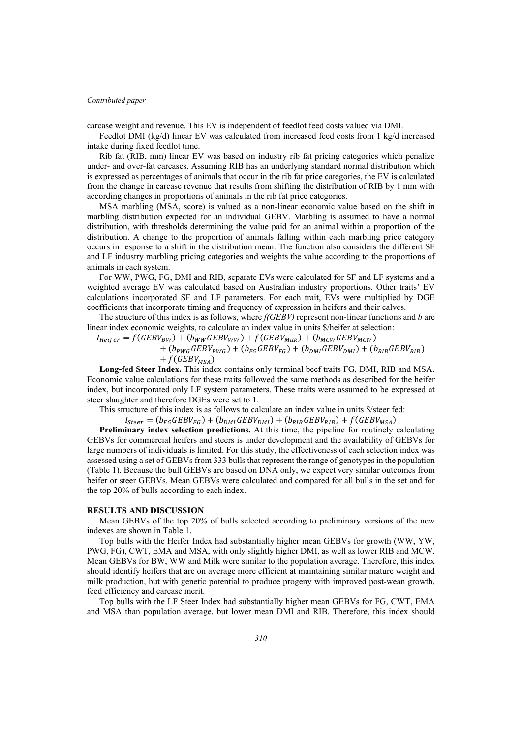carcase weight and revenue. This EV is independent of feedlot feed costs valued via DMI.

Feedlot DMI (kg/d) linear EV was calculated from increased feed costs from 1 kg/d increased intake during fixed feedlot time.

Rib fat (RIB, mm) linear EV was based on industry rib fat pricing categories which penalize under- and over-fat carcases. Assuming RIB has an underlying standard normal distribution which is expressed as percentages of animals that occur in the rib fat price categories, the EV is calculated from the change in carcase revenue that results from shifting the distribution of RIB by 1 mm with according changes in proportions of animals in the rib fat price categories.

MSA marbling (MSA, score) is valued as a non-linear economic value based on the shift in marbling distribution expected for an individual GEBV. Marbling is assumed to have a normal distribution, with thresholds determining the value paid for an animal within a proportion of the distribution. A change to the proportion of animals falling within each marbling price category occurs in response to a shift in the distribution mean. The function also considers the different SF and LF industry marbling pricing categories and weights the value according to the proportions of animals in each system.

For WW, PWG, FG, DMI and RIB, separate EVs were calculated for SF and LF systems and a weighted average EV was calculated based on Australian industry proportions. Other traits' EV calculations incorporated SF and LF parameters. For each trait, EVs were multiplied by DGE coefficients that incorporate timing and frequency of expression in heifers and their calves.

The structure of this index is as follows, where *f(GEBV)* represent non-linear functions and *b* are linear index economic weights, to calculate an index value in units $/heifer at selection:

$$I_{Heifer} = f(GEBV_{BW}) + (b_{WW}GEBV_{WW}) + f(GEBV_{Milk}) + (b_{MCW}GEBV_{MCW}) + (b_{PWG}GEBV_{PWG}) + (b_{FG}GEBV_{FG}) + (b_{DMI}GEBV_{DMI}) + (b_{RIB}GEBV_{RIB}) + f(GEBV_{MSA})$$

**Long-fed Steer Index.** This index contains only terminal beef traits FG, DMI, RIB and MSA. Economic value calculations for these traits followed the same methods as described for the heifer index, but incorporated only LF system parameters. These traits were assumed to be expressed at steer slaughter and therefore DGEs were set to 1.

This structure of this index is as follows to calculate an index value in units $/steer fed:

$$I_{Steer} = (b_{FG}GEBV_{FG}) + (b_{DMI}GEBV_{DMI}) + (b_{RIB}GEBV_{RIB}) + f(GEBV_{MSA})$$

**Preliminary index selection predictions.** At this time, the pipeline for routinely calculating GEBVs for commercial heifers and steers is under development and the availability of GEBVs for large numbers of individuals is limited. For this study, the effectiveness of each selection index was assessed using a set of GEBVs from 333 bulls that represent the range of genotypes in the population (Table 1). Because the bull GEBVs are based on DNA only, we expect very similar outcomes from heifer or steer GEBVs. Mean GEBVs were calculated and compared for all bulls in the set and for the top 20% of bulls according to each index.

## RESULTS AND DISCUSSION

Mean GEBVs of the top 20% of bulls selected according to preliminary versions of the new indexes are shown in Table 1.

Top bulls with the Heifer Index had substantially higher mean GEBVs for growth (WW, YW, PWG, FG), CWT, EMA and MSA, with only slightly higher DMI, as well as lower RIB and MCW. Mean GEBVs for BW, WW and Milk were similar to the population average. Therefore, this index should identify heifers that are on average more efficient at maintaining similar mature weight and milk production, but with genetic potential to produce progeny with improved post-wean growth, feed efficiency and carcase merit.

Top bulls with the LF Steer Index had substantially higher mean GEBVs for FG, CWT, EMA and MSA than population average, but lower mean DMI and RIB. Therefore, this index should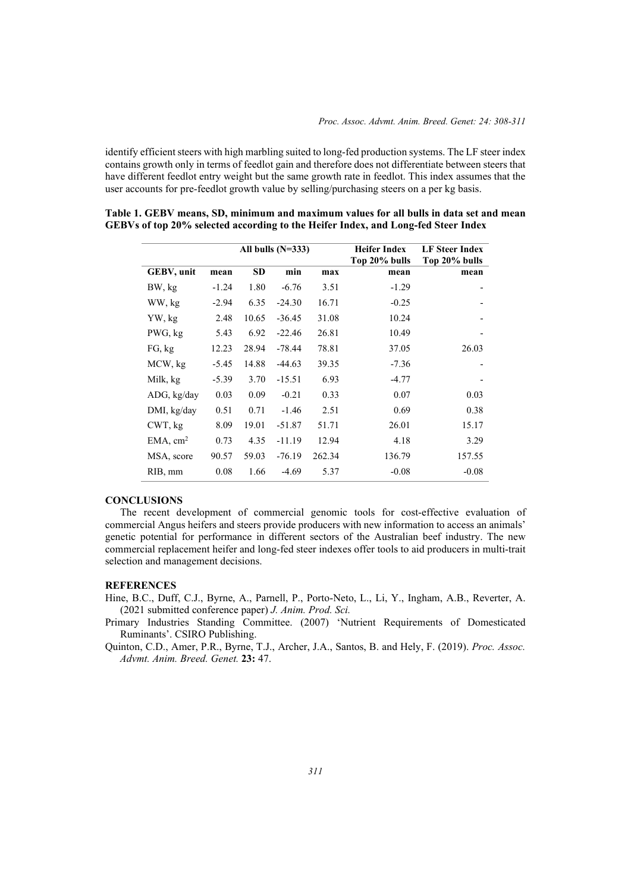identify efficient steers with high marbling suited to long-fed production systems. The LF steer index contains growth only in terms of feedlot gain and therefore does not differentiate between steers that have different feedlot entry weight but the same growth rate in feedlot. This index assumes that the user accounts for pre-feedlot growth value by selling/purchasing steers on a per kg basis.

**Table 1. GEBV means, SD, minimum and maximum values for all bulls in data set and mean GEBVs of top 20% selected according to the Heifer Index, and Long-fed Steer Index**

| | All bulls (N=333) | | | | Heifer Index Top 20% bulls | LF Steer Index Top 20% bulls |
|---|---|---|---|---|---|---|
| **GEBV, unit** | **mean** | **SD** | **min** | **max** | **mean** | **mean** |
| BW, kg | -1.24 | 1.80 | -6.76 | 3.51 | -1.29 | - |
| WW, kg | -2.94 | 6.35 | -24.30 | 16.71 | -0.25 | - |
| YW, kg | 2.48 | 10.65 | -36.45 | 31.08 | 10.24 | - |
| PWG, kg | 5.43 | 6.92 | -22.46 | 26.81 | 10.49 | - |
| FG, kg | 12.23 | 28.94 | -78.44 | 78.81 | 37.05 | 26.03 |
| MCW, kg | -5.45 | 14.88 | -44.63 | 39.35 | -7.36 | - |
| Milk, kg | -5.39 | 3.70 | -15.51 | 6.93 | -4.77 | - |
| ADG, kg/day | 0.03 | 0.09 | -0.21 | 0.33 | 0.07 | 0.03 |
| DMI, kg/day | 0.51 | 0.71 | -1.46 | 2.51 | 0.69 | 0.38 |
| CWT, kg | 8.09 | 19.01 | -51.87 | 51.71 | 26.01 | 15.17 |
| EMA, $cm^2$ | 0.73 | 4.35 | -11.19 | 12.94 | 4.18 | 3.29 |
| MSA, score | 90.57 | 59.03 | -76.19 | 262.34 | 136.79 | 157.55 |
| RIB, mm | 0.08 | 1.66 | -4.69 | 5.37 | -0.08 | -0.08 |

## CONCLUSIONS

The recent development of commercial genomic tools for cost-effective evaluation of commercial Angus heifers and steers provide producers with new information to access an animals' genetic potential for performance in different sectors of the Australian beef industry. The new commercial replacement heifer and long-fed steer indexes offer tools to aid producers in multi-trait selection and management decisions.

## REFERENCES

Hine, B.C., Duff, C.J., Byrne, A., Parnell, P., Porto-Neto, L., Li, Y., Ingham, A.B., Reverter, A. (2021 submitted conference paper) *J. Anim. Prod. Sci.*

Primary Industries Standing Committee. (2007) 'Nutrient Requirements of Domesticated Ruminants'. CSIRO Publishing.

Quinton, C.D., Amer, P.R., Byrne, T.J., Archer, J.A., Santos, B. and Hely, F. (2019). *Proc. Assoc. Advmt. Anim. Breed. Genet.* **23:** 47.